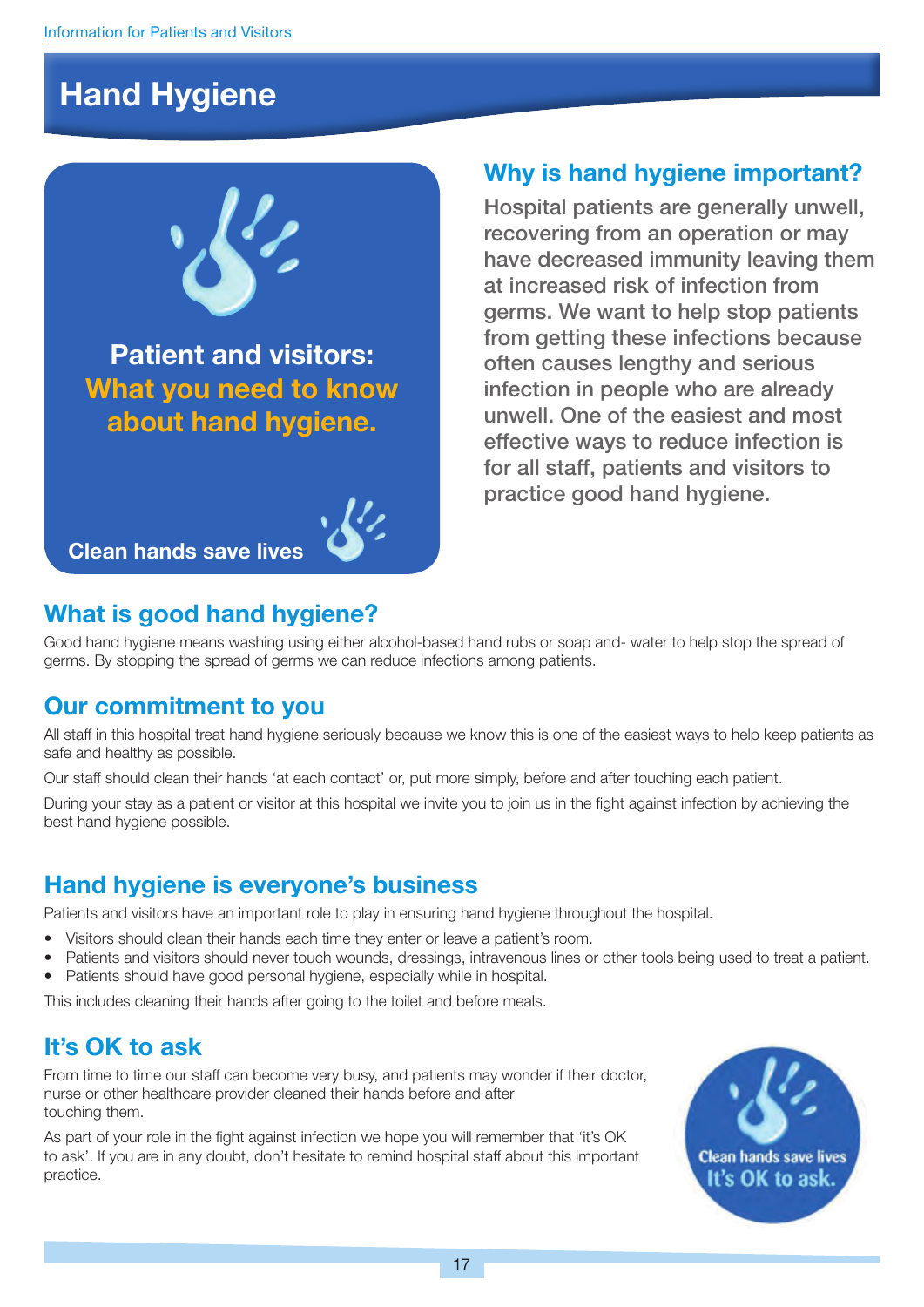# Hand Hygiene

**Patient and visitors:**
**What you need to know about hand hygiene.**

**Clean hands save lives**

## Why is hand hygiene important?

Hospital patients are generally unwell, recovering from an operation or may have decreased immunity leaving them at increased risk of infection from germs. We want to help stop patients from getting these infections because often causes lengthy and serious infection in people who are already unwell. One of the easiest and most effective ways to reduce infection is for all staff, patients and visitors to practice good hand hygiene.

## What is good hand hygiene?

Good hand hygiene means washing using either alcohol-based hand rubs or soap and- water to help stop the spread of germs. By stopping the spread of germs we can reduce infections among patients.

## Our commitment to you

All staff in this hospital treat hand hygiene seriously because we know this is one of the easiest ways to help keep patients as safe and healthy as possible.

Our staff should clean their hands 'at each contact' or, put more simply, before and after touching each patient.

During your stay as a patient or visitor at this hospital we invite you to join us in the fight against infection by achieving the best hand hygiene possible.

## Hand hygiene is everyone's business

Patients and visitors have an important role to play in ensuring hand hygiene throughout the hospital.

- Visitors should clean their hands each time they enter or leave a patient's room.
- Patients and visitors should never touch wounds, dressings, intravenous lines or other tools being used to treat a patient.
- Patients should have good personal hygiene, especially while in hospital.

This includes cleaning their hands after going to the toilet and before meals.

## It's OK to ask

From time to time our staff can become very busy, and patients may wonder if their doctor, nurse or other healthcare provider cleaned their hands before and after touching them.

As part of your role in the fight against infection we hope you will remember that 'it's OK to ask'. If you are in any doubt, don't hesitate to remind hospital staff about this important practice.

Clean hands save lives
It's OK to ask.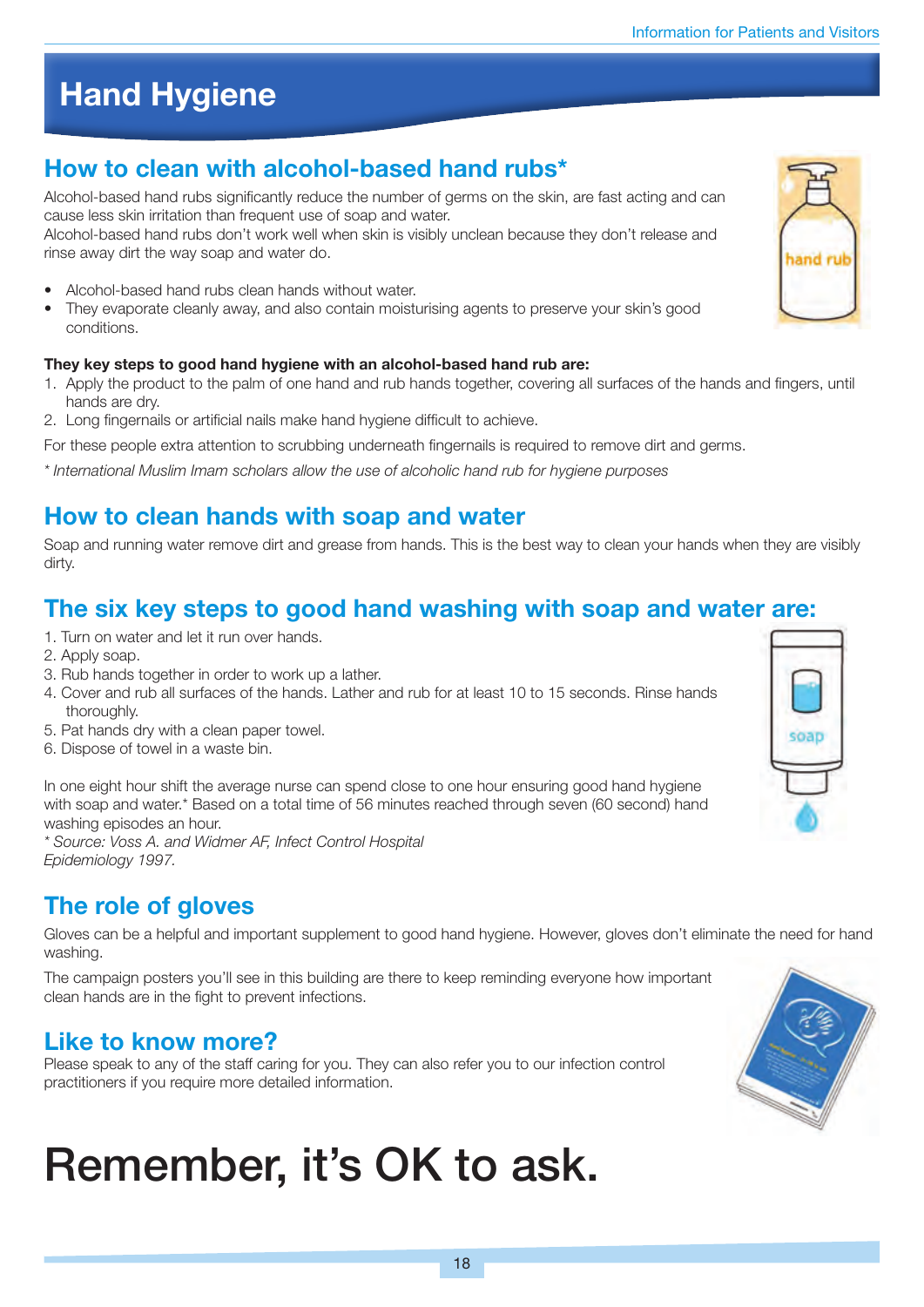# Hand Hygiene

## How to clean with alcohol-based hand rubs*

Alcohol-based hand rubs significantly reduce the number of germs on the skin, are fast acting and can cause less skin irritation than frequent use of soap and water.
Alcohol-based hand rubs don't work well when skin is visibly unclean because they don't release and rinse away dirt the way soap and water do.

- Alcohol-based hand rubs clean hands without water.
- They evaporate cleanly away, and also contain moisturising agents to preserve your skin's good conditions.

**They key steps to good hand hygiene with an alcohol-based hand rub are:**

1. Apply the product to the palm of one hand and rub hands together, covering all surfaces of the hands and fingers, until hands are dry.
2. Long fingernails or artificial nails make hand hygiene difficult to achieve.

For these people extra attention to scrubbing underneath fingernails is required to remove dirt and germs.

*\* International Muslim Imam scholars allow the use of alcoholic hand rub for hygiene purposes*

## How to clean hands with soap and water

Soap and running water remove dirt and grease from hands. This is the best way to clean your hands when they are visibly dirty.

## The six key steps to good hand washing with soap and water are:

1. Turn on water and let it run over hands.
2. Apply soap.
3. Rub hands together in order to work up a lather.
4. Cover and rub all surfaces of the hands. Lather and rub for at least 10 to 15 seconds. Rinse hands thoroughly.
5. Pat hands dry with a clean paper towel.
6. Dispose of towel in a waste bin.

In one eight hour shift the average nurse can spend close to one hour ensuring good hand hygiene with soap and water.* Based on a total time of 56 minutes reached through seven (60 second) hand washing episodes an hour.
*\* Source: Voss A. and Widmer AF, Infect Control Hospital Epidemiology 1997.*

## The role of gloves

Gloves can be a helpful and important supplement to good hand hygiene. However, gloves don't eliminate the need for hand washing.

The campaign posters you'll see in this building are there to keep reminding everyone how important clean hands are in the fight to prevent infections.

## Like to know more?

Please speak to any of the staff caring for you. They can also refer you to our infection control practitioners if you require more detailed information.

# Remember, it's OK to ask.